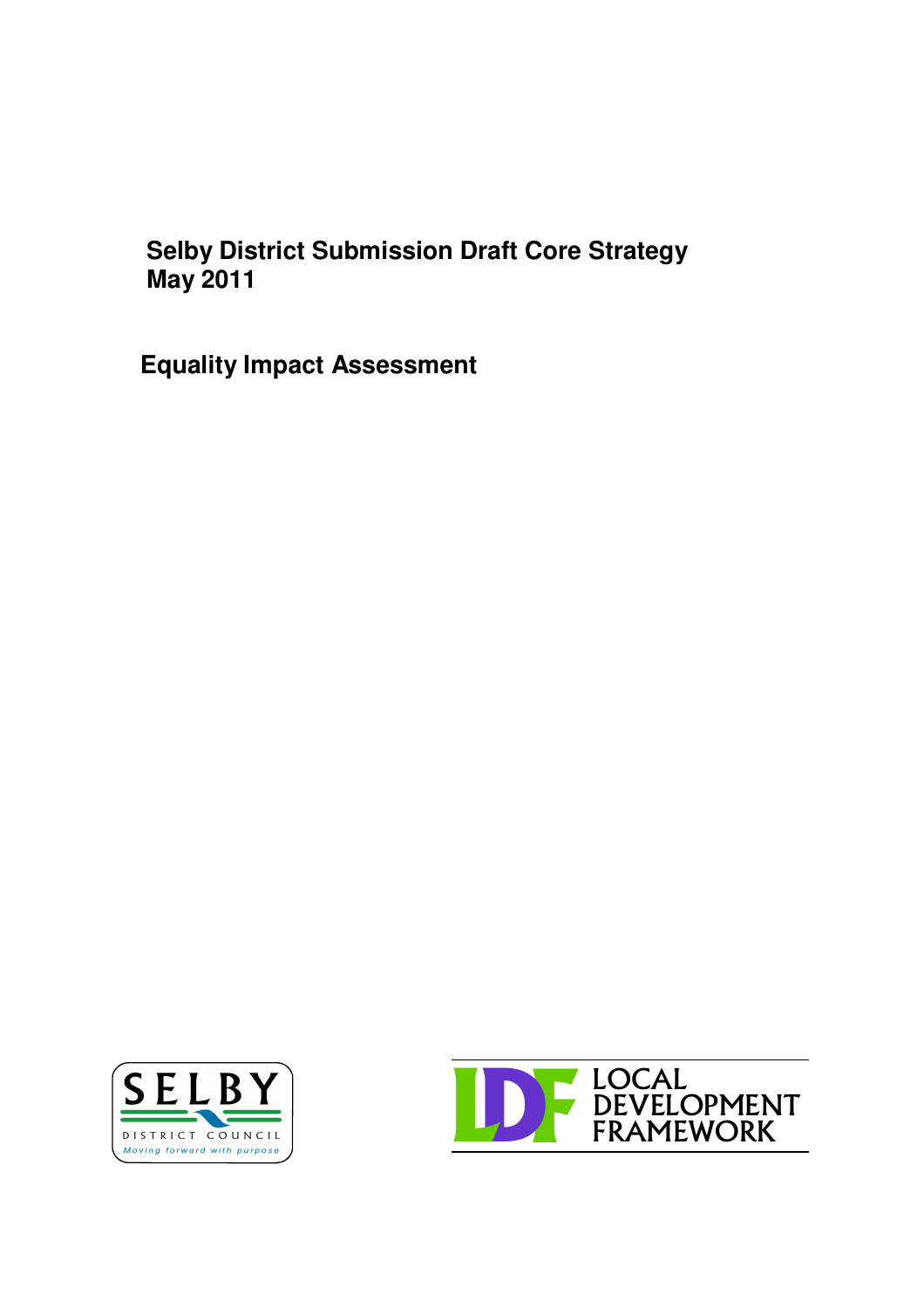# Selby District Submission Draft Core Strategy May 2011

## Equality Impact Assessment

SELBY DISTRICT COUNCIL
Moving forward with purpose

LDF LOCAL DEVELOPMENT FRAMEWORK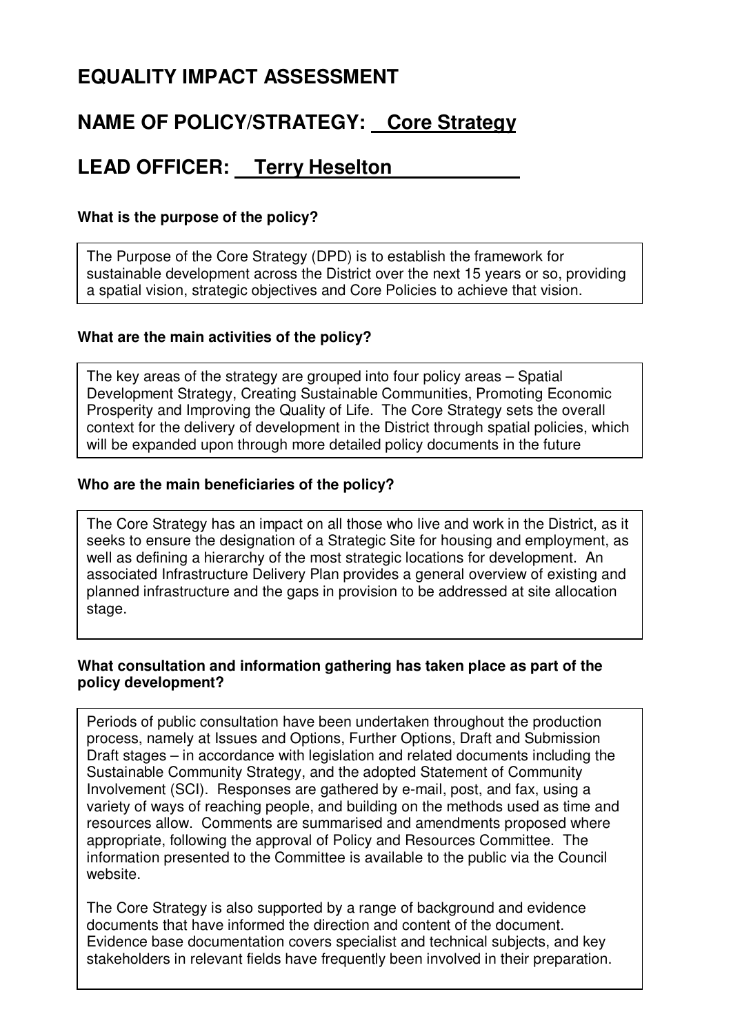# EQUALITY IMPACT ASSESSMENT

## NAME OF POLICY/STRATEGY: Core Strategy

## LEAD OFFICER: Terry Heselton

**What is the purpose of the policy?**

The Purpose of the Core Strategy (DPD) is to establish the framework for sustainable development across the District over the next 15 years or so, providing a spatial vision, strategic objectives and Core Policies to achieve that vision.

**What are the main activities of the policy?**

The key areas of the strategy are grouped into four policy areas – Spatial Development Strategy, Creating Sustainable Communities, Promoting Economic Prosperity and Improving the Quality of Life. The Core Strategy sets the overall context for the delivery of development in the District through spatial policies, which will be expanded upon through more detailed policy documents in the future

**Who are the main beneficiaries of the policy?**

The Core Strategy has an impact on all those who live and work in the District, as it seeks to ensure the designation of a Strategic Site for housing and employment, as well as defining a hierarchy of the most strategic locations for development. An associated Infrastructure Delivery Plan provides a general overview of existing and planned infrastructure and the gaps in provision to be addressed at site allocation stage.

**What consultation and information gathering has taken place as part of the policy development?**

Periods of public consultation have been undertaken throughout the production process, namely at Issues and Options, Further Options, Draft and Submission Draft stages – in accordance with legislation and related documents including the Sustainable Community Strategy, and the adopted Statement of Community Involvement (SCI). Responses are gathered by e-mail, post, and fax, using a variety of ways of reaching people, and building on the methods used as time and resources allow. Comments are summarised and amendments proposed where appropriate, following the approval of Policy and Resources Committee. The information presented to the Committee is available to the public via the Council website.

The Core Strategy is also supported by a range of background and evidence documents that have informed the direction and content of the document. Evidence base documentation covers specialist and technical subjects, and key stakeholders in relevant fields have frequently been involved in their preparation.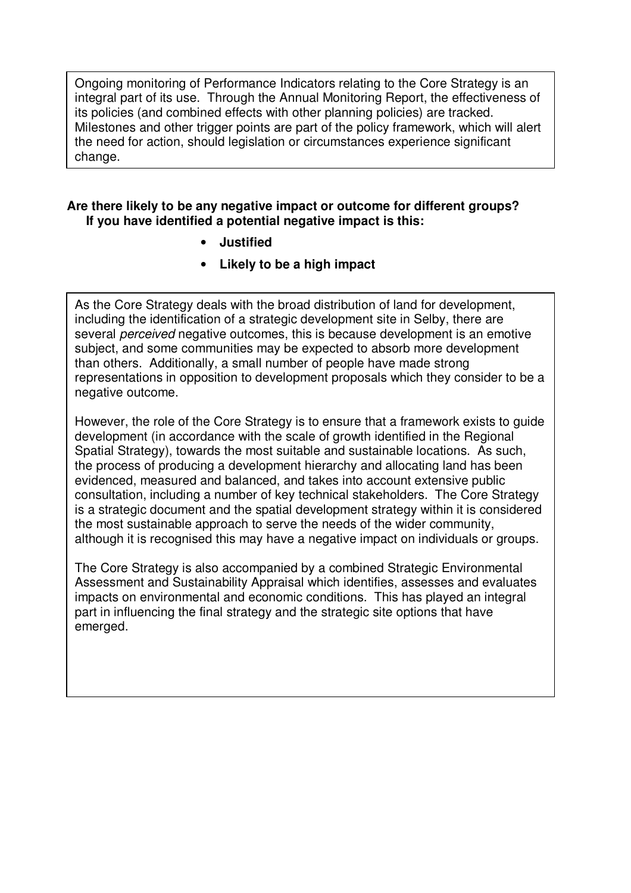Ongoing monitoring of Performance Indicators relating to the Core Strategy is an integral part of its use. Through the Annual Monitoring Report, the effectiveness of its policies (and combined effects with other planning policies) are tracked. Milestones and other trigger points are part of the policy framework, which will alert the need for action, should legislation or circumstances experience significant change.

**Are there likely to be any negative impact or outcome for different groups? If you have identified a potential negative impact is this:**

- **Justified**
- **Likely to be a high impact**

As the Core Strategy deals with the broad distribution of land for development, including the identification of a strategic development site in Selby, there are several *perceived* negative outcomes, this is because development is an emotive subject, and some communities may be expected to absorb more development than others. Additionally, a small number of people have made strong representations in opposition to development proposals which they consider to be a negative outcome.

However, the role of the Core Strategy is to ensure that a framework exists to guide development (in accordance with the scale of growth identified in the Regional Spatial Strategy), towards the most suitable and sustainable locations. As such, the process of producing a development hierarchy and allocating land has been evidenced, measured and balanced, and takes into account extensive public consultation, including a number of key technical stakeholders. The Core Strategy is a strategic document and the spatial development strategy within it is considered the most sustainable approach to serve the needs of the wider community, although it is recognised this may have a negative impact on individuals or groups.

The Core Strategy is also accompanied by a combined Strategic Environmental Assessment and Sustainability Appraisal which identifies, assesses and evaluates impacts on environmental and economic conditions. This has played an integral part in influencing the final strategy and the strategic site options that have emerged.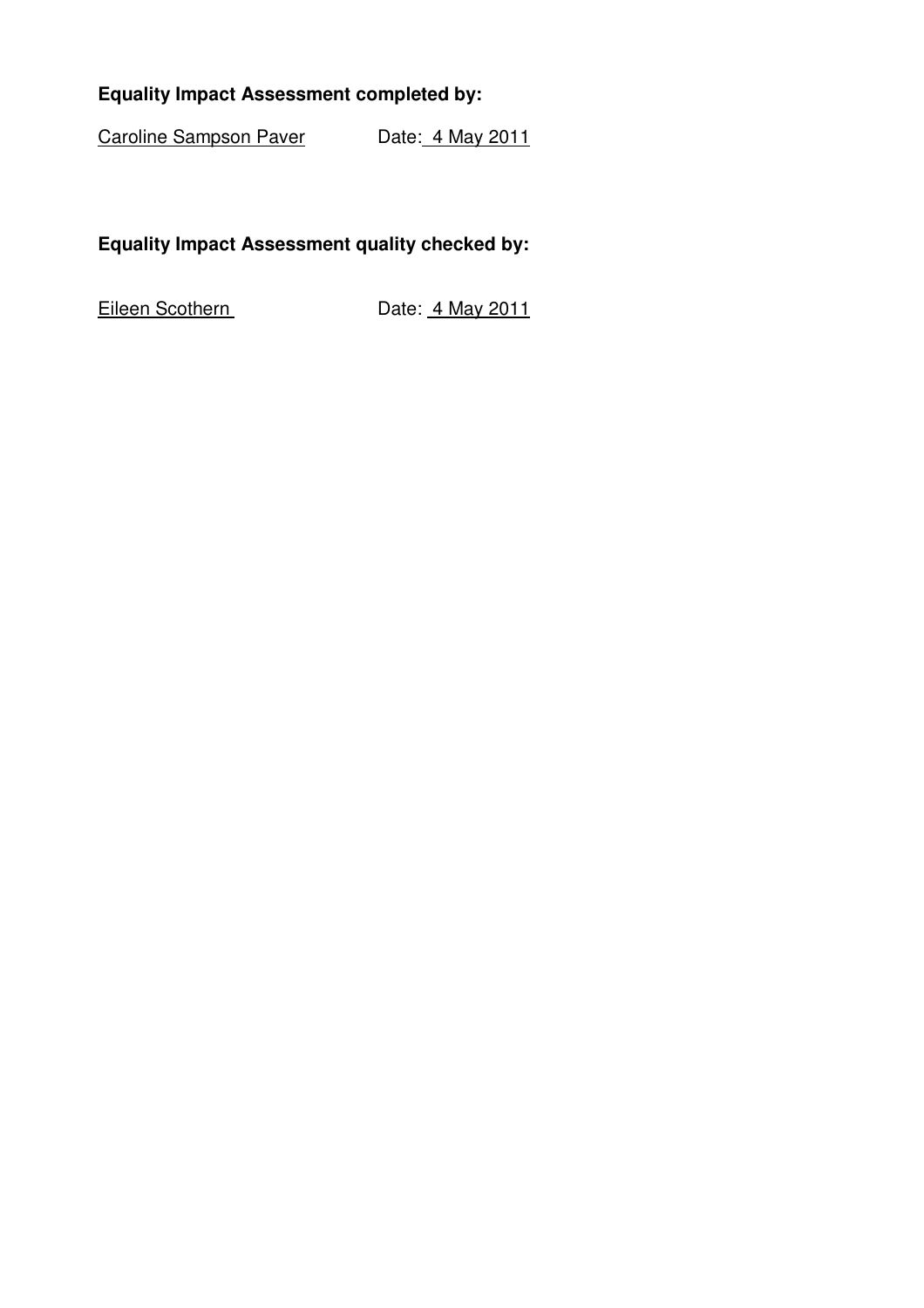**Equality Impact Assessment completed by:**

Caroline Sampson Paver Date: 4 May 2011

**Equality Impact Assessment quality checked by:**

Eileen Scothern Date: 4 May 2011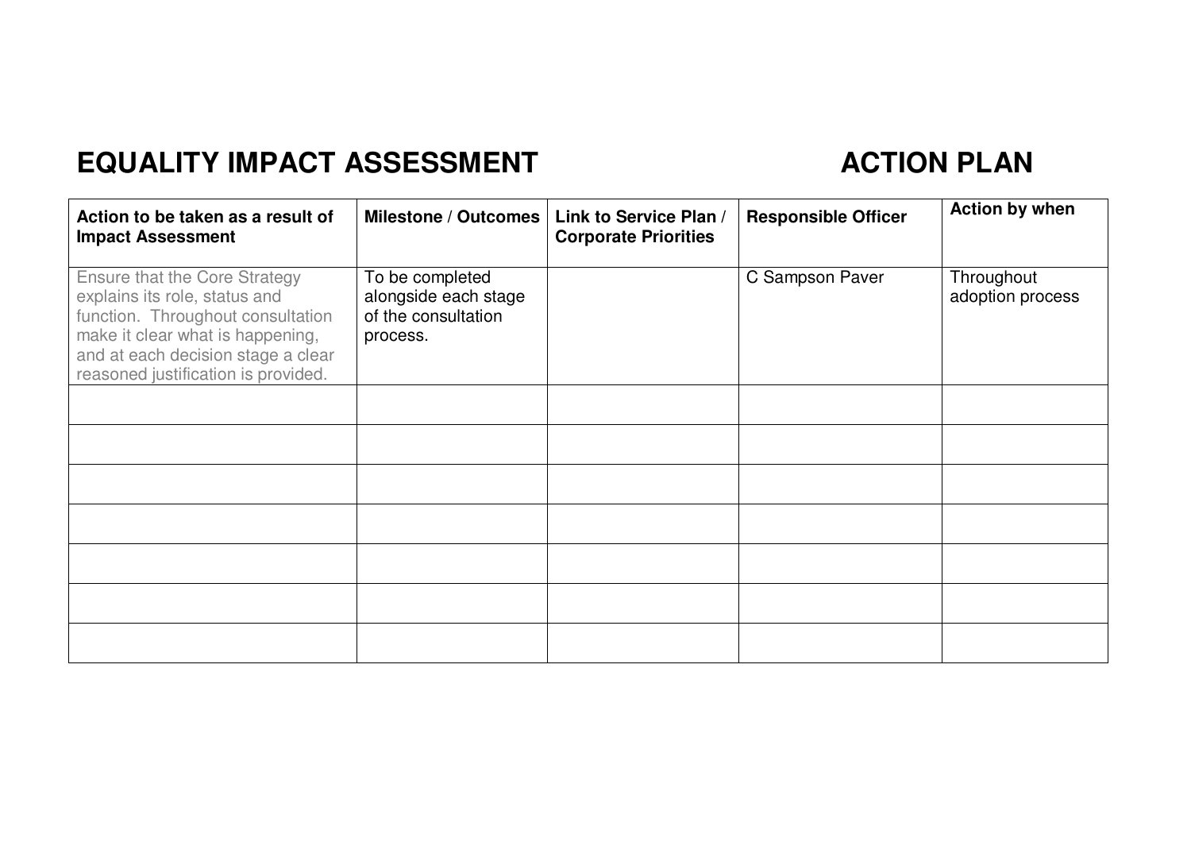# EQUALITY IMPACT ASSESSMENT ACTION PLAN

| Action to be taken as a result of Impact Assessment | Milestone / Outcomes | Link to Service Plan / Corporate Priorities | Responsible Officer | Action by when |
|---|---|---|---|---|
| Ensure that the Core Strategy explains its role, status and function. Throughout consultation make it clear what is happening, and at each decision stage a clear reasoned justification is provided. | To be completed alongside each stage of the consultation process. | | C Sampson Paver | Throughout adoption process |
| | | | | |
| | | | | |
| | | | | |
| | | | | |
| | | | | |
| | | | | |
| | | | | |